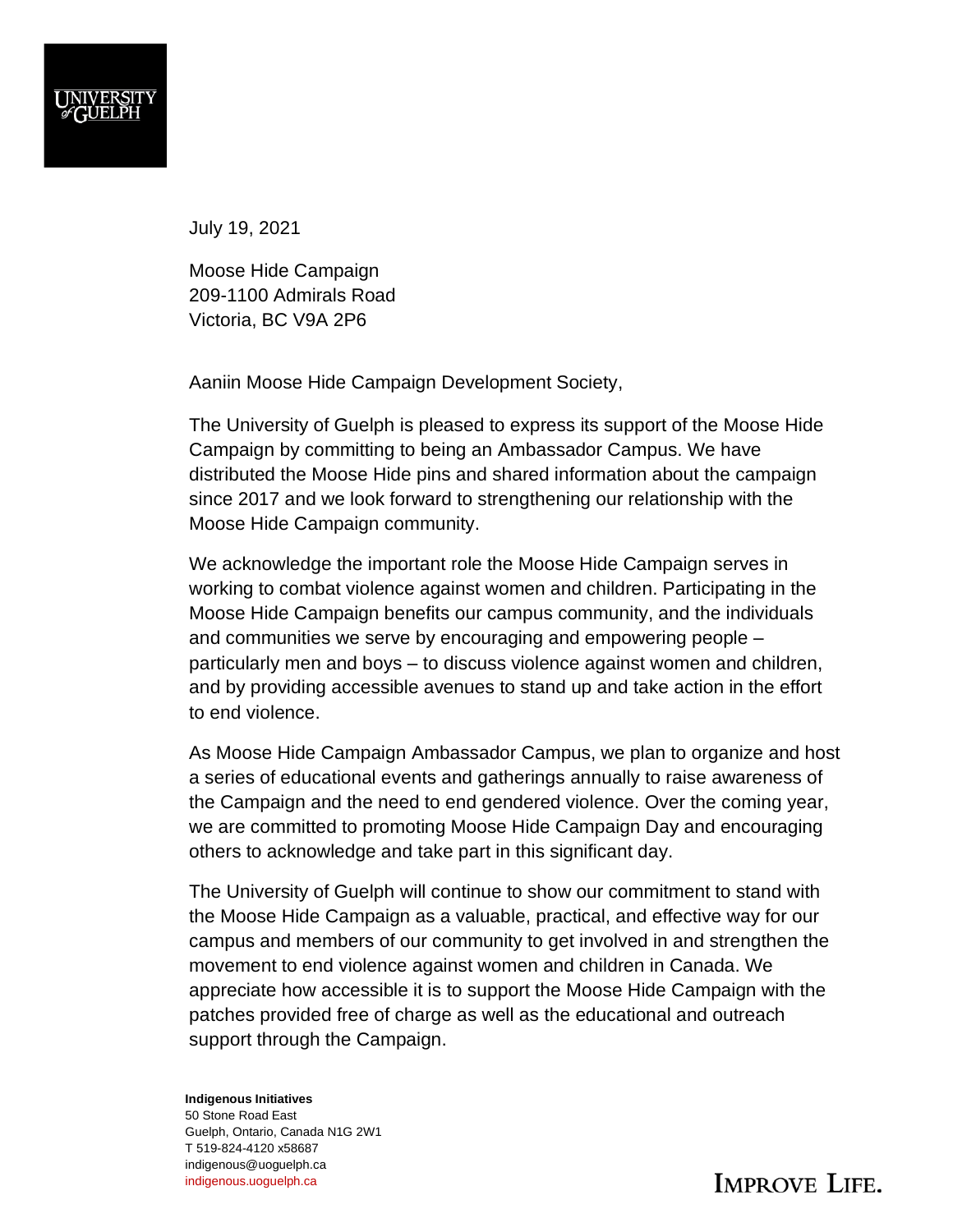UNIVERSITY of GUELPH

July 19, 2021

Moose Hide Campaign
209-1100 Admirals Road
Victoria, BC V9A 2P6

Aaniin Moose Hide Campaign Development Society,

The University of Guelph is pleased to express its support of the Moose Hide Campaign by committing to being an Ambassador Campus. We have distributed the Moose Hide pins and shared information about the campaign since 2017 and we look forward to strengthening our relationship with the Moose Hide Campaign community.

We acknowledge the important role the Moose Hide Campaign serves in working to combat violence against women and children. Participating in the Moose Hide Campaign benefits our campus community, and the individuals and communities we serve by encouraging and empowering people – particularly men and boys – to discuss violence against women and children, and by providing accessible avenues to stand up and take action in the effort to end violence.

As Moose Hide Campaign Ambassador Campus, we plan to organize and host a series of educational events and gatherings annually to raise awareness of the Campaign and the need to end gendered violence. Over the coming year, we are committed to promoting Moose Hide Campaign Day and encouraging others to acknowledge and take part in this significant day.

The University of Guelph will continue to show our commitment to stand with the Moose Hide Campaign as a valuable, practical, and effective way for our campus and members of our community to get involved in and strengthen the movement to end violence against women and children in Canada. We appreciate how accessible it is to support the Moose Hide Campaign with the patches provided free of charge as well as the educational and outreach support through the Campaign.

**Indigenous Initiatives**
50 Stone Road East
Guelph, Ontario, Canada N1G 2W1
T 519-824-4120 x58687
indigenous@uoguelph.ca
indigenous.uoguelph.ca

IMPROVE LIFE.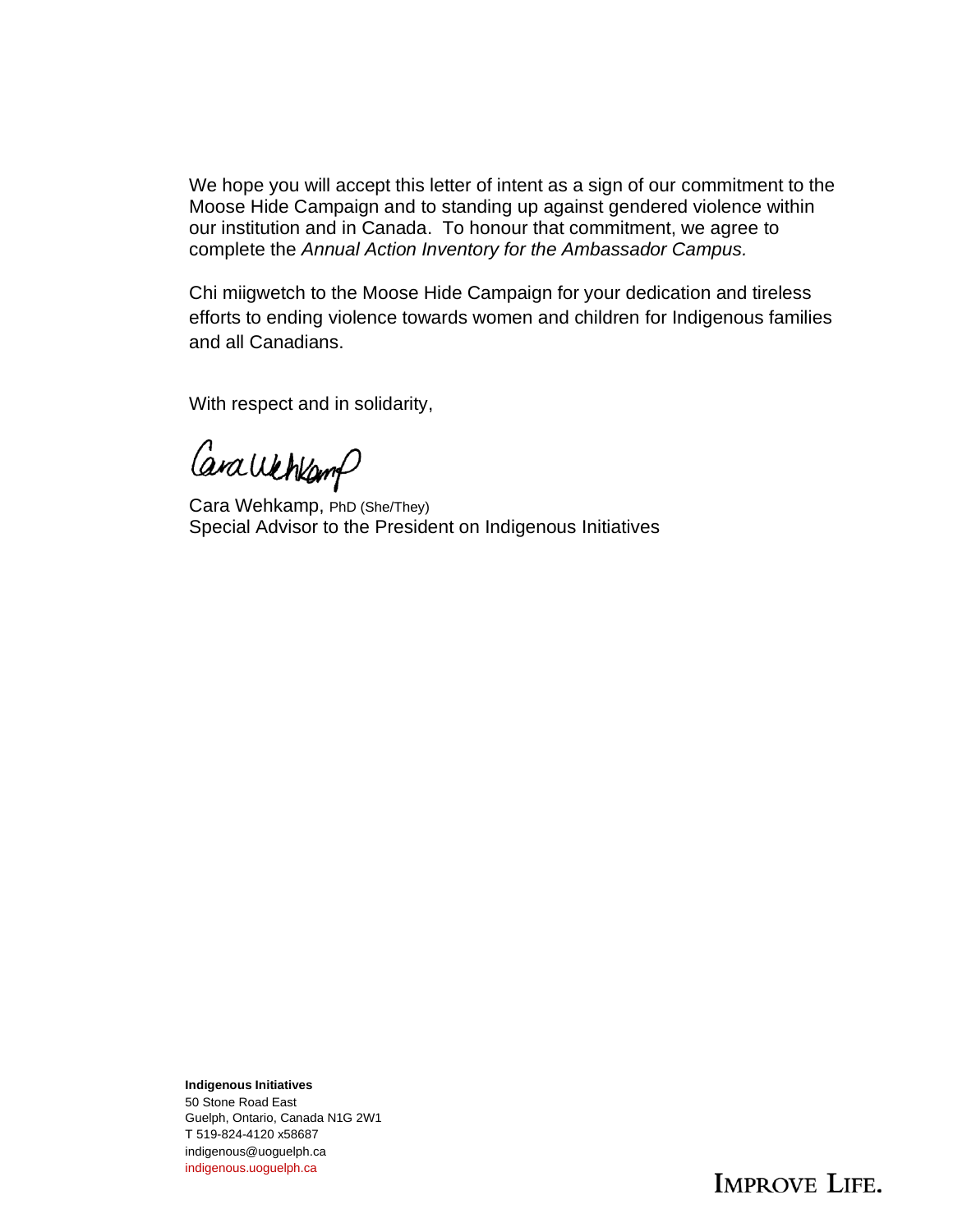We hope you will accept this letter of intent as a sign of our commitment to the Moose Hide Campaign and to standing up against gendered violence within our institution and in Canada. To honour that commitment, we agree to complete the *Annual Action Inventory for the Ambassador Campus.*

Chi miigwetch to the Moose Hide Campaign for your dedication and tireless efforts to ending violence towards women and children for Indigenous families and all Canadians.

With respect and in solidarity,

Cara Wehkamp, PhD (She/They)
Special Advisor to the President on Indigenous Initiatives

**Indigenous Initiatives**
50 Stone Road East
Guelph, Ontario, Canada N1G 2W1
T 519-824-4120 x58687
indigenous@uoguelph.ca
indigenous.uoguelph.ca

IMPROVE LIFE.